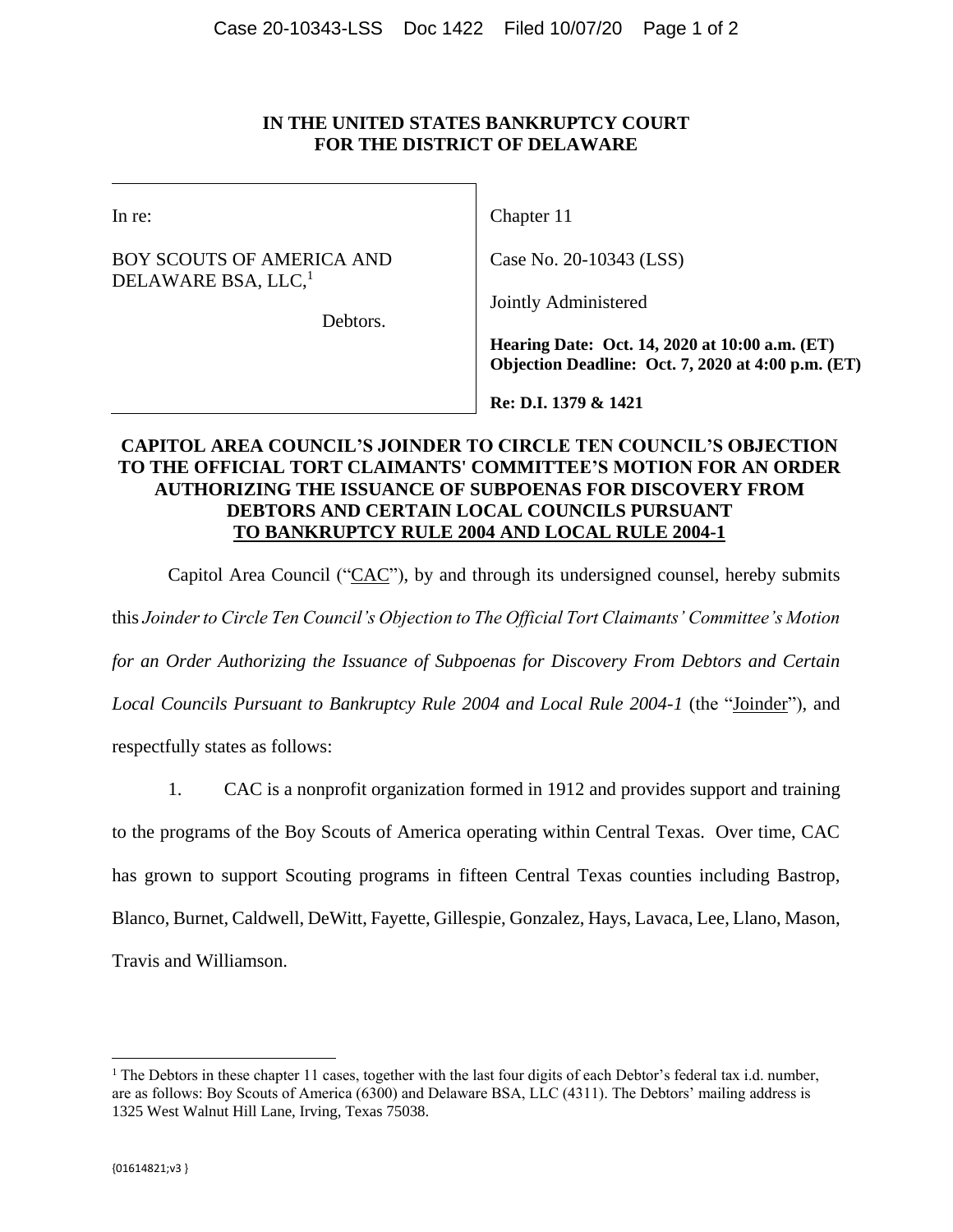**IN THE UNITED STATES BANKRUPTCY COURT**
**FOR THE DISTRICT OF DELAWARE**

| | |
|---|---|
| In re:<br><br>BOY SCOUTS OF AMERICA AND DELAWARE BSA, LLC,[1]<br><br>Debtors. | Chapter 11<br><br>Case No. 20-10343 (LSS)<br><br>Jointly Administered<br><br>**Hearing Date: Oct. 14, 2020 at 10:00 a.m. (ET)**<br>**Objection Deadline: Oct. 7, 2020 at 4:00 p.m. (ET)**<br><br>**Re: D.I. 1379 & 1421** |

## CAPITOL AREA COUNCIL'S JOINDER TO CIRCLE TEN COUNCIL'S OBJECTION TO THE OFFICIAL TORT CLAIMANTS' COMMITTEE'S MOTION FOR AN ORDER AUTHORIZING THE ISSUANCE OF SUBPOENAS FOR DISCOVERY FROM DEBTORS AND CERTAIN LOCAL COUNCILS PURSUANT TO BANKRUPTCY RULE 2004 AND LOCAL RULE 2004-1

Capitol Area Council ("CAC"), by and through its undersigned counsel, hereby submits this *Joinder to Circle Ten Council's Objection to The Official Tort Claimants' Committee's Motion for an Order Authorizing the Issuance of Subpoenas for Discovery From Debtors and Certain Local Councils Pursuant to Bankruptcy Rule 2004 and Local Rule 2004-1* (the "Joinder"), and respectfully states as follows:

1. CAC is a nonprofit organization formed in 1912 and provides support and training to the programs of the Boy Scouts of America operating within Central Texas. Over time, CAC has grown to support Scouting programs in fifteen Central Texas counties including Bastrop, Blanco, Burnet, Caldwell, DeWitt, Fayette, Gillespie, Gonzalez, Hays, Lavaca, Lee, Llano, Mason, Travis and Williamson.

---

[1] The Debtors in these chapter 11 cases, together with the last four digits of each Debtor's federal tax i.d. number, are as follows: Boy Scouts of America (6300) and Delaware BSA, LLC (4311). The Debtors' mailing address is 1325 West Walnut Hill Lane, Irving, Texas 75038.

{01614821;v3 }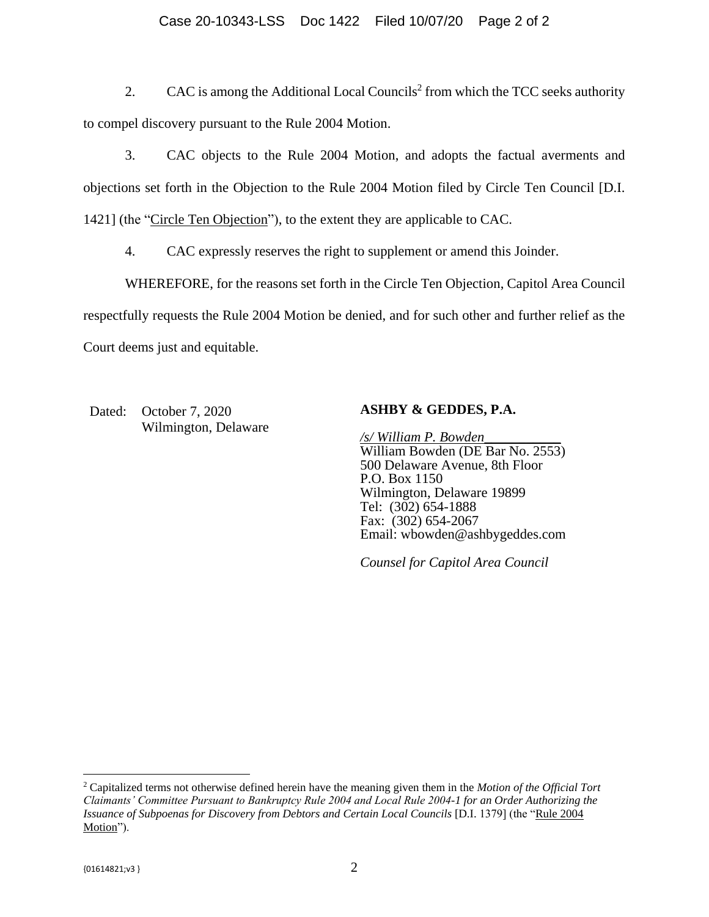2. CAC is among the Additional Local Councils[2] from which the TCC seeks authority to compel discovery pursuant to the Rule 2004 Motion.

3. CAC objects to the Rule 2004 Motion, and adopts the factual averments and objections set forth in the Objection to the Rule 2004 Motion filed by Circle Ten Council [D.I. 1421] (the "Circle Ten Objection"), to the extent they are applicable to CAC.

4. CAC expressly reserves the right to supplement or amend this Joinder.

WHEREFORE, for the reasons set forth in the Circle Ten Objection, Capitol Area Council respectfully requests the Rule 2004 Motion be denied, and for such other and further relief as the Court deems just and equitable.

Dated: October 7, 2020
Wilmington, Delaware

**ASHBY & GEDDES, P.A.**

*/s/ William P. Bowden*___________
William Bowden (DE Bar No. 2553)
500 Delaware Avenue, 8th Floor
P.O. Box 1150
Wilmington, Delaware 19899
Tel: (302) 654-1888
Fax: (302) 654-2067
Email: wbowden@ashbygeddes.com

*Counsel for Capitol Area Council*

---

[2] Capitalized terms not otherwise defined herein have the meaning given them in the *Motion of the Official Tort Claimants' Committee Pursuant to Bankruptcy Rule 2004 and Local Rule 2004-1 for an Order Authorizing the Issuance of Subpoenas for Discovery from Debtors and Certain Local Councils* [D.I. 1379] (the "Rule 2004 Motion").

{01614821;v3 }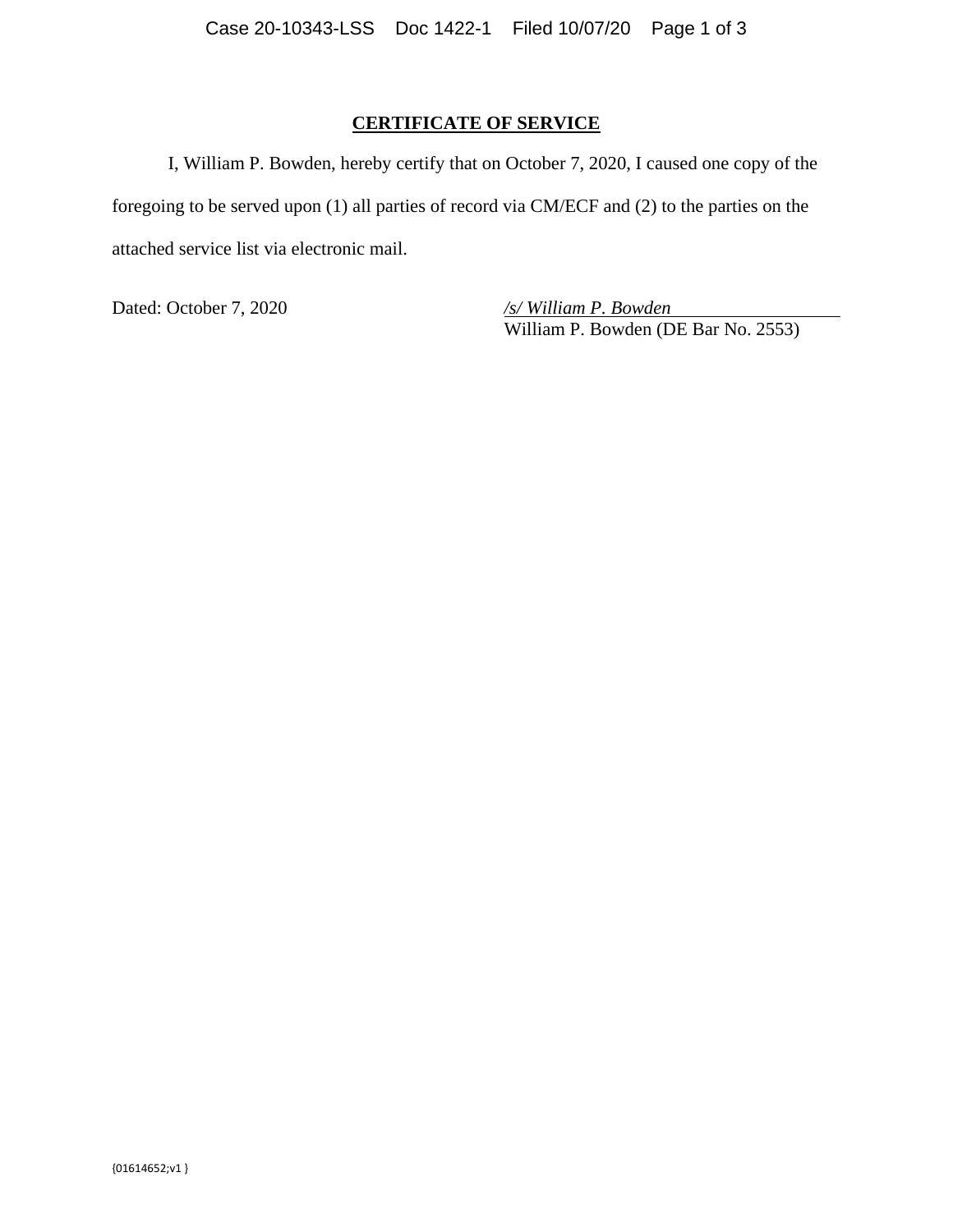# CERTIFICATE OF SERVICE

I, William P. Bowden, hereby certify that on October 7, 2020, I caused one copy of the foregoing to be served upon (1) all parties of record via CM/ECF and (2) to the parties on the attached service list via electronic mail.

Dated: October 7, 2020

*/s/ William P. Bowden*
William P. Bowden (DE Bar No. 2553)

{01614652;v1 }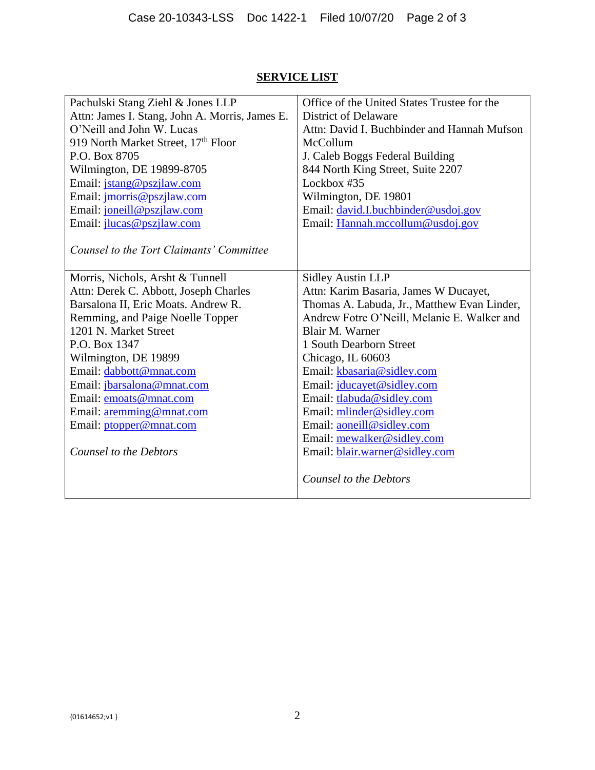## SERVICE LIST

| | |
|---|---|
| Pachulski Stang Ziehl & Jones LLP<br>Attn: James I. Stang, John A. Morris, James E. O'Neill and John W. Lucas<br>919 North Market Street, 17th Floor<br>P.O. Box 8705<br>Wilmington, DE 19899-8705<br>Email: jstang@pszjlaw.com<br>Email: jmorris@pszjlaw.com<br>Email: joneill@pszjlaw.com<br>Email: jlucas@pszjlaw.com<br><br>*Counsel to the Tort Claimants' Committee* | Office of the United States Trustee for the District of Delaware<br>Attn: David I. Buchbinder and Hannah Mufson McCollum<br>J. Caleb Boggs Federal Building<br>844 North King Street, Suite 2207<br>Lockbox #35<br>Wilmington, DE 19801<br>Email: david.I.buchbinder@usdoj.gov<br>Email: Hannah.mccollum@usdoj.gov |
| Morris, Nichols, Arsht & Tunnell<br>Attn: Derek C. Abbott, Joseph Charles Barsalona II, Eric Moats. Andrew R. Remming, and Paige Noelle Topper<br>1201 N. Market Street<br>P.O. Box 1347<br>Wilmington, DE 19899<br>Email: dabbott@mnat.com<br>Email: jbarsalona@mnat.com<br>Email: emoats@mnat.com<br>Email: aremming@mnat.com<br>Email: ptopper@mnat.com<br><br>*Counsel to the Debtors* | Sidley Austin LLP<br>Attn: Karim Basaria, James W Ducayet, Thomas A. Labuda, Jr., Matthew Evan Linder, Andrew Fotre O'Neill, Melanie E. Walker and Blair M. Warner<br>1 South Dearborn Street<br>Chicago, IL 60603<br>Email: kbasaria@sidley.com<br>Email: jducayet@sidley.com<br>Email: tlabuda@sidley.com<br>Email: mlinder@sidley.com<br>Email: aoneill@sidley.com<br>Email: mewalker@sidley.com<br>Email: blair.warner@sidley.com<br><br>*Counsel to the Debtors* |

{01614652;v1 }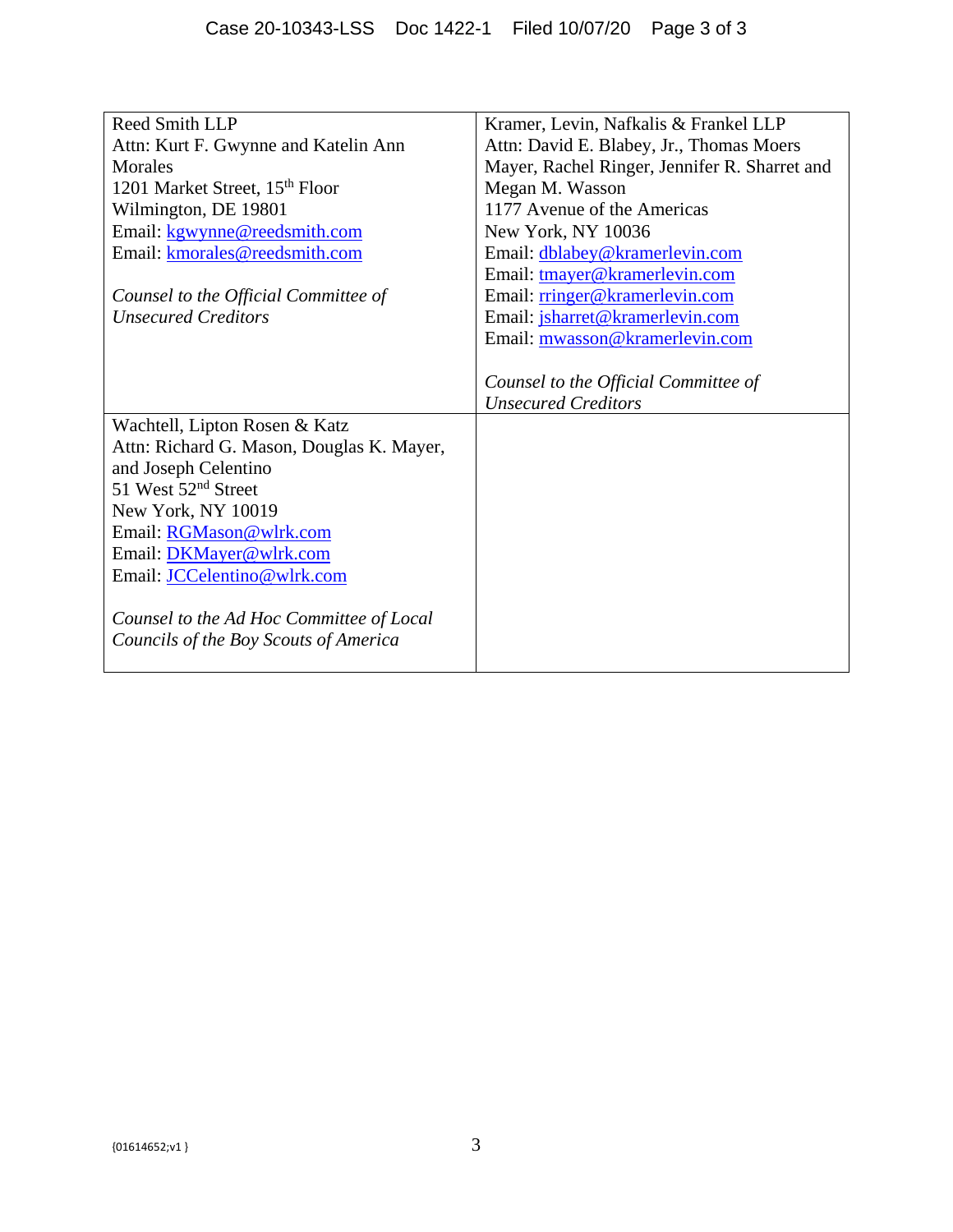| | |
|---|---|
| Reed Smith LLP<br>Attn: Kurt F. Gwynne and Katelin Ann Morales<br>1201 Market Street, 15th Floor<br>Wilmington, DE 19801<br>Email: kgwynne@reedsmith.com<br>Email: kmorales@reedsmith.com<br><br>*Counsel to the Official Committee of Unsecured Creditors* | Kramer, Levin, Nafkalis & Frankel LLP<br>Attn: David E. Blabey, Jr., Thomas Moers Mayer, Rachel Ringer, Jennifer R. Sharret and Megan M. Wasson<br>1177 Avenue of the Americas<br>New York, NY 10036<br>Email: dblabey@kramerlevin.com<br>Email: tmayer@kramerlevin.com<br>Email: rringer@kramerlevin.com<br>Email: jsharret@kramerlevin.com<br>Email: mwasson@kramerlevin.com<br><br>*Counsel to the Official Committee of Unsecured Creditors* |
| Wachtell, Lipton Rosen & Katz<br>Attn: Richard G. Mason, Douglas K. Mayer, and Joseph Celentino<br>51 West 52nd Street<br>New York, NY 10019<br>Email: RGMason@wlrk.com<br>Email: DKMayer@wlrk.com<br>Email: JCCelentino@wlrk.com<br><br>*Counsel to the Ad Hoc Committee of Local Councils of the Boy Scouts of America* | |

{01614652;v1 }